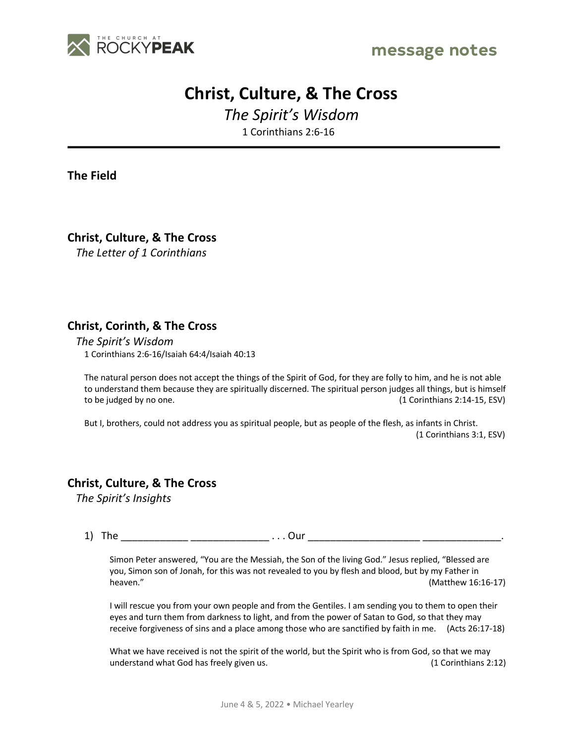THE CHURCH AT ROCKYPEAK

message notes

# Christ, Culture, & The Cross

*The Spirit's Wisdom*

1 Corinthians 2:6-16

## The Field

## Christ, Culture, & The Cross

*The Letter of 1 Corinthians*

## Christ, Corinth, & The Cross

*The Spirit's Wisdom*

1 Corinthians 2:6-16/Isaiah 64:4/Isaiah 40:13

The natural person does not accept the things of the Spirit of God, for they are folly to him, and he is not able to understand them because they are spiritually discerned. The spiritual person judges all things, but is himself to be judged by no one. (1 Corinthians 2:14-15, ESV)

But I, brothers, could not address you as spiritual people, but as people of the flesh, as infants in Christ. (1 Corinthians 3:1, ESV)

## Christ, Culture, & The Cross

*The Spirit's Insights*

1) The ____________ ______________ . . . Our ____________________ ______________.

Simon Peter answered, "You are the Messiah, the Son of the living God." Jesus replied, "Blessed are you, Simon son of Jonah, for this was not revealed to you by flesh and blood, but by my Father in heaven." (Matthew 16:16-17)

I will rescue you from your own people and from the Gentiles. I am sending you to them to open their eyes and turn them from darkness to light, and from the power of Satan to God, so that they may receive forgiveness of sins and a place among those who are sanctified by faith in me. (Acts 26:17-18)

What we have received is not the spirit of the world, but the Spirit who is from God, so that we may understand what God has freely given us. (1 Corinthians 2:12)

June 4 & 5, 2022 • Michael Yearley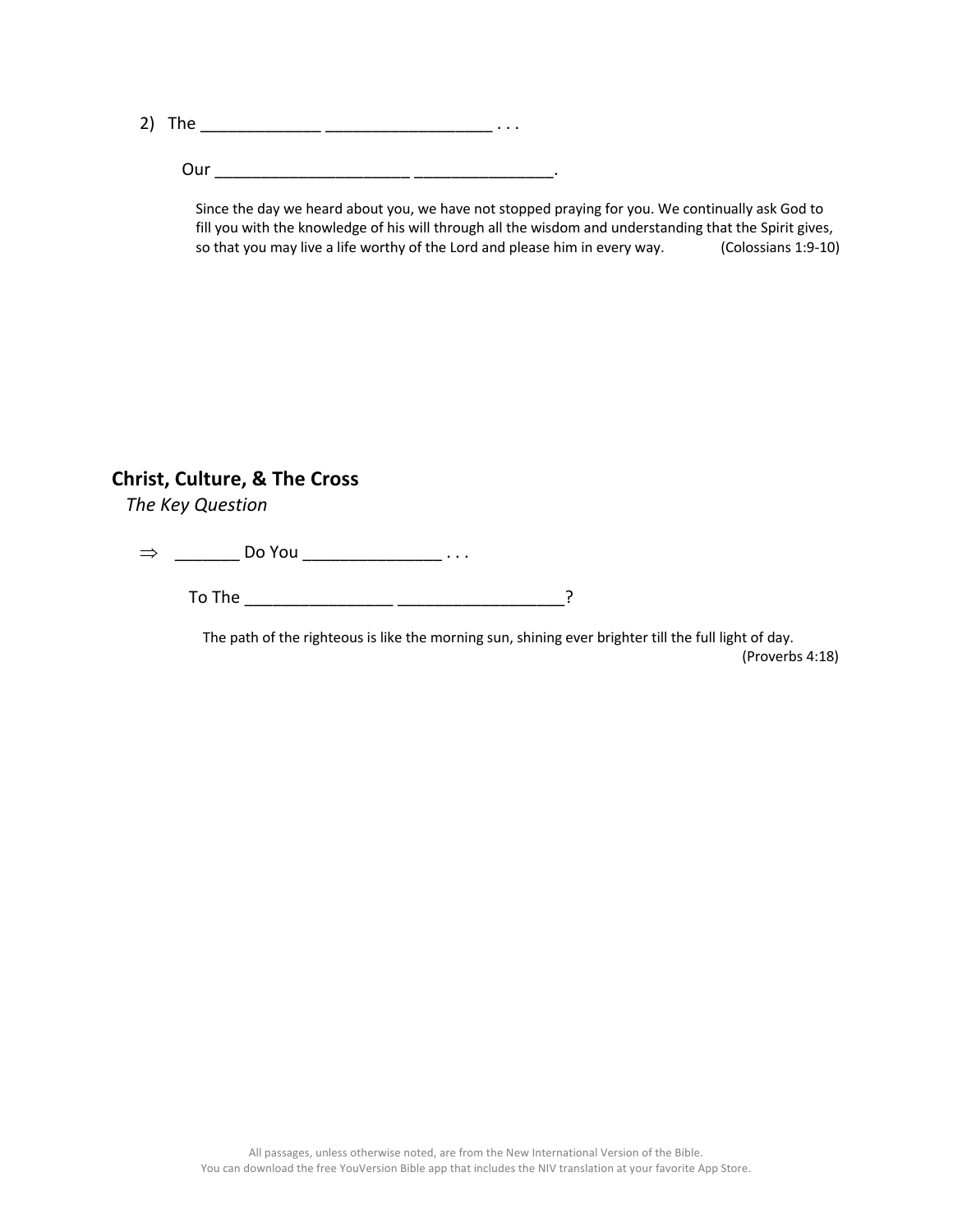2) The _____________ __________________ . . .

   Our _____________________ _______________.

> Since the day we heard about you, we have not stopped praying for you. We continually ask God to fill you with the knowledge of his will through all the wisdom and understanding that the Spirit gives, so that you may live a life worthy of the Lord and please him in every way. (Colossians 1:9-10)

**Christ, Culture, & The Cross**

*The Key Question*

⇒ _______ Do You _______________ . . .

   To The ________________ __________________?

> The path of the righteous is like the morning sun, shining ever brighter till the full light of day. (Proverbs 4:18)

All passages, unless otherwise noted, are from the New International Version of the Bible.
You can download the free YouVersion Bible app that includes the NIV translation at your favorite App Store.